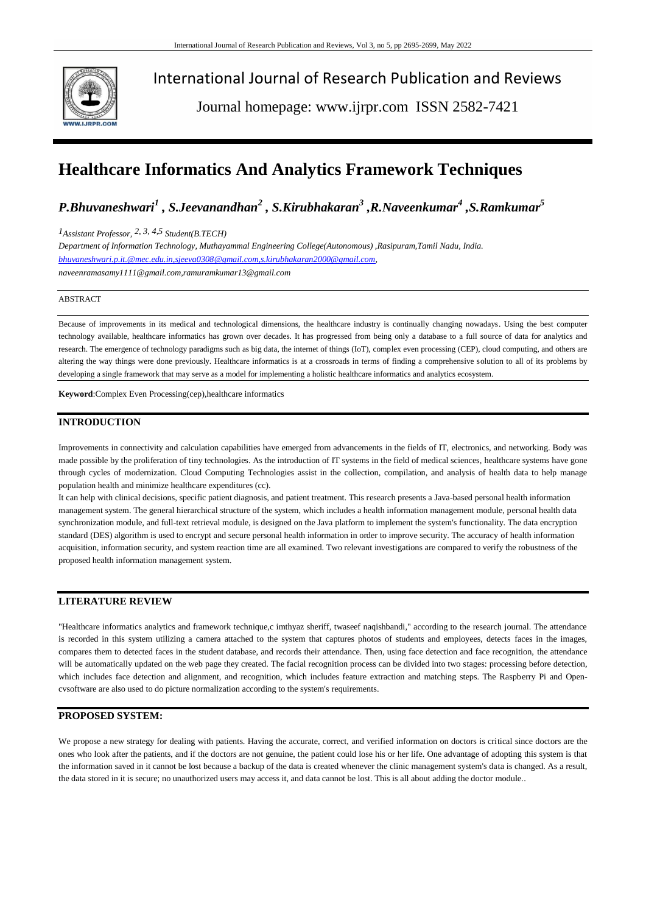International Journal of Research Publication and Reviews

Journal homepage: www.ijrpr.com ISSN 2582-7421

# Healthcare Informatics And Analytics Framework Techniques

***P.Bhuvaneshwari[1] , S.Jeevanandhan[2] , S.Kirubhakaran[3] ,R.Naveenkumar[4] ,S.Ramkumar[5]***

*[1]Assistant Professor, [2, 3, 4,5] Student(B.TECH)*

*Department of Information Technology, Muthayammal Engineering College(Autonomous) ,Rasipuram,Tamil Nadu, India.*

*bhuvaneshwari.p.it.@mec.edu.in,sjeeva0308@gmail.com,s.kirubhakaran2000@gmail.com,*

*naveenramasamy1111@gmail.com,ramuramkumar13@gmail.com*

ABSTRACT

Because of improvements in its medical and technological dimensions, the healthcare industry is continually changing nowadays. Using the best computer technology available, healthcare informatics has grown over decades. It has progressed from being only a database to a full source of data for analytics and research. The emergence of technology paradigms such as big data, the internet of things (IoT), complex even processing (CEP), cloud computing, and others are altering the way things were done previously. Healthcare informatics is at a crossroads in terms of finding a comprehensive solution to all of its problems by developing a single framework that may serve as a model for implementing a holistic healthcare informatics and analytics ecosystem.

**Keyword**:Complex Even Processing(cep),healthcare informatics

## INTRODUCTION

Improvements in connectivity and calculation capabilities have emerged from advancements in the fields of IT, electronics, and networking. Body was made possible by the proliferation of tiny technologies. As the introduction of IT systems in the field of medical sciences, healthcare systems have gone through cycles of modernization. Cloud Computing Technologies assist in the collection, compilation, and analysis of health data to help manage population health and minimize healthcare expenditures (cc).

It can help with clinical decisions, specific patient diagnosis, and patient treatment. This research presents a Java-based personal health information management system. The general hierarchical structure of the system, which includes a health information management module, personal health data synchronization module, and full-text retrieval module, is designed on the Java platform to implement the system's functionality. The data encryption standard (DES) algorithm is used to encrypt and secure personal health information in order to improve security. The accuracy of health information acquisition, information security, and system reaction time are all examined. Two relevant investigations are compared to verify the robustness of the proposed health information management system.

## LITERATURE REVIEW

"Healthcare informatics analytics and framework technique,c imthyaz sheriff, twaseef naqishbandi," according to the research journal. The attendance is recorded in this system utilizing a camera attached to the system that captures photos of students and employees, detects faces in the images, compares them to detected faces in the student database, and records their attendance. Then, using face detection and face recognition, the attendance will be automatically updated on the web page they created. The facial recognition process can be divided into two stages: processing before detection, which includes face detection and alignment, and recognition, which includes feature extraction and matching steps. The Raspberry Pi and Open-cvsoftware are also used to do picture normalization according to the system's requirements.

## PROPOSED SYSTEM:

We propose a new strategy for dealing with patients. Having the accurate, correct, and verified information on doctors is critical since doctors are the ones who look after the patients, and if the doctors are not genuine, the patient could lose his or her life. One advantage of adopting this system is that the information saved in it cannot be lost because a backup of the data is created whenever the clinic management system's data is changed. As a result, the data stored in it is secure; no unauthorized users may access it, and data cannot be lost. This is all about adding the doctor module..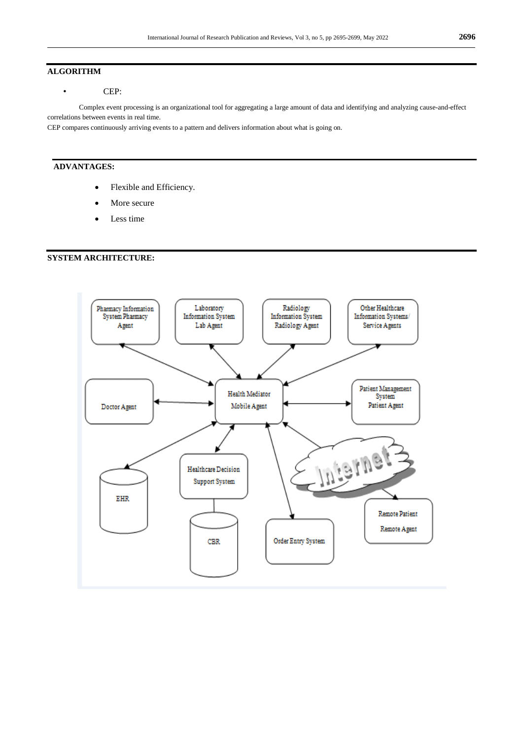## ALGORITHM

- CEP:

Complex event processing is an organizational tool for aggregating a large amount of data and identifying and analyzing cause-and-effect correlations between events in real time.

CEP compares continuously arriving events to a pattern and delivers information about what is going on.

## ADVANTAGES:

- Flexible and Efficiency.
- More secure
- Less time

## SYSTEM ARCHITECTURE: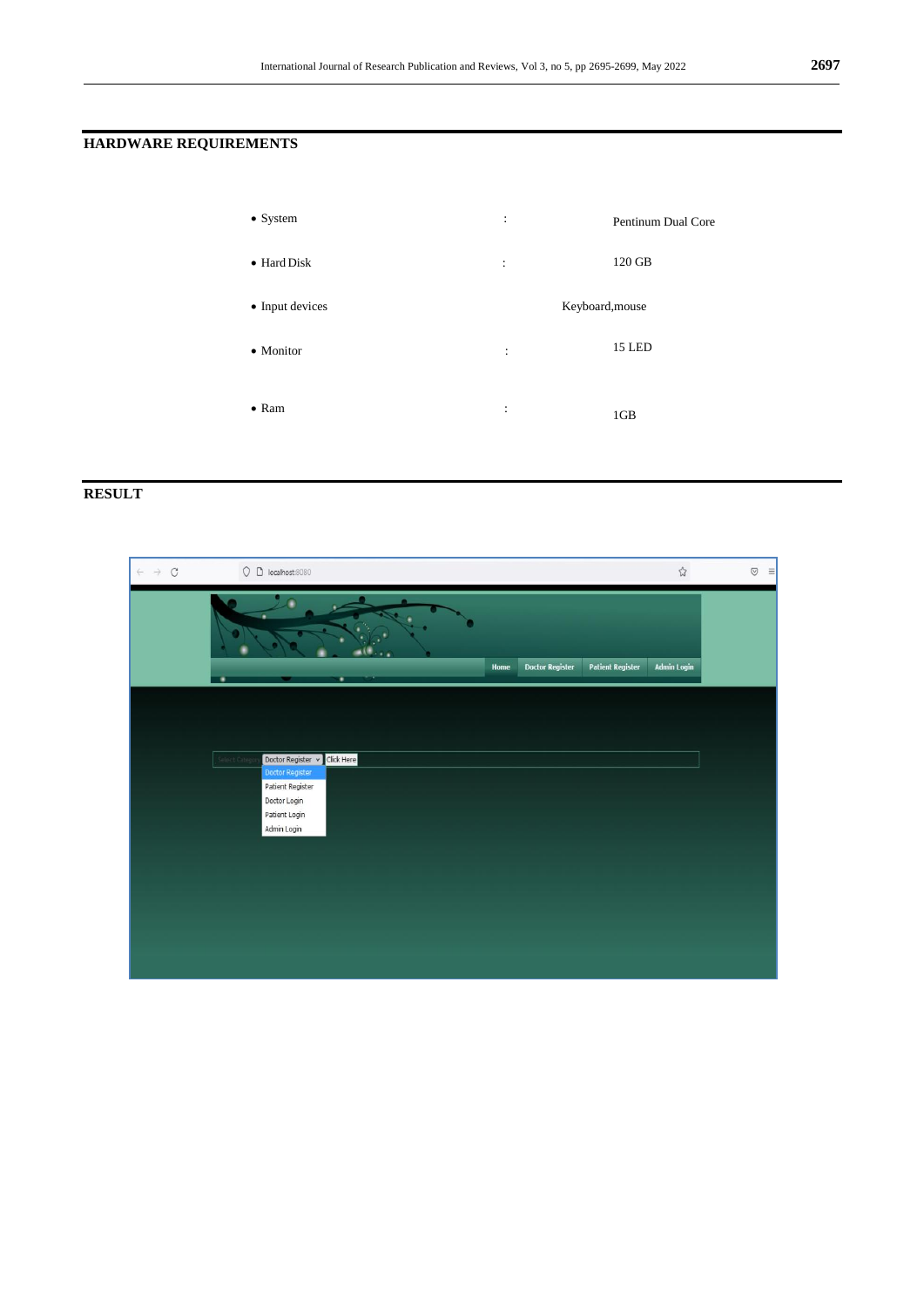## HARDWARE REQUIREMENTS

- System : Pentinum Dual Core
- Hard Disk : 120 GB
- Input devices Keyboard,mouse
- Monitor : 15 LED
- Ram : 1GB

## RESULT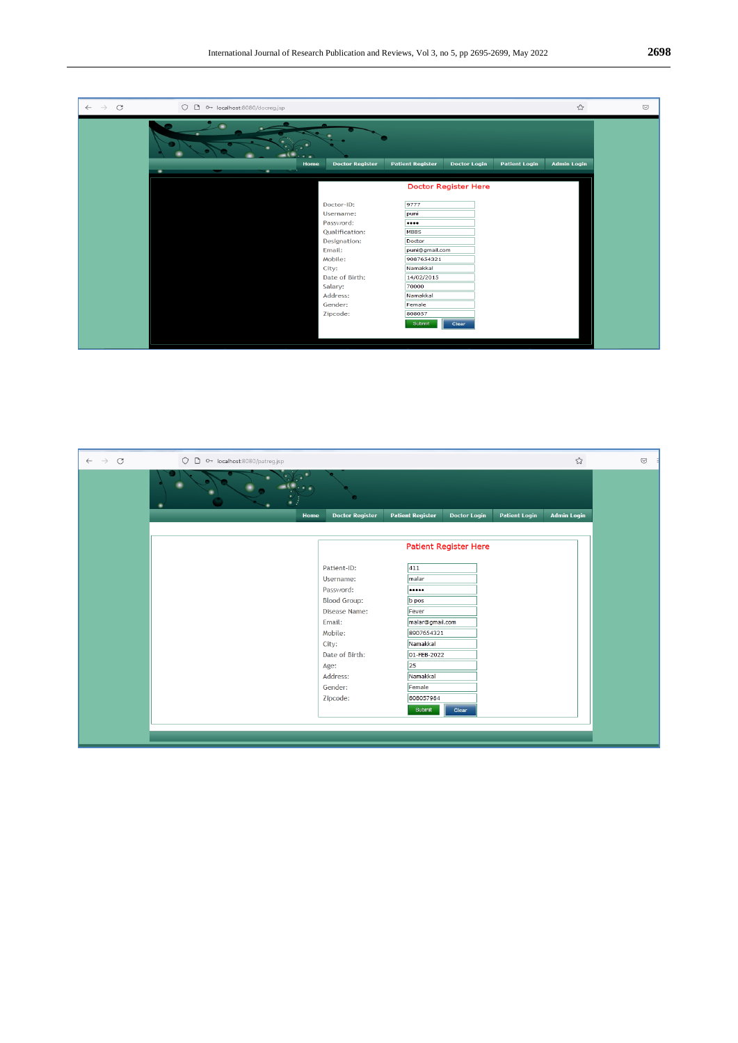localhost:8080/docreg.jsp

Home | Doctor Register | Patient Register | Doctor Login | Patient Login | Admin Login

**Doctor Register Here**

| | |
|---|---|
| Doctor-ID: | 9777 |
| Username: | puni |
| Password: | •••• |
| Qualification: | MBBS |
| Designation: | Doctor |
| Email: | puni@gmail.com |
| Mobile: | 9087654321 |
| City: | Namakkal |
| Date of Birth: | 14/02/2015 |
| Salary: | 70000 |
| Address: | Namakkal |
| Gender: | Female |
| Zipcode: | 808057 |

Submit | Clear

localhost:8080/patreg.jsp

Home | Doctor Register | Patient Register | Doctor Login | Patient Login | Admin Login

**Patient Register Here**

| | |
|---|---|
| Patient-ID: | 411 |
| Username: | malar |
| Password: | ••••• |
| Blood Group: | b pos |
| Disease Name: | Fever |
| Email: | malar@gmail.com |
| Mobile: | 8907654321 |
| City: | Namakkal |
| Date of Birth: | 01-FEB-2022 |
| Age: | 25 |
| Address: | Namakkal |
| Gender: | Female |
| Zipcode: | 808057984 |

Submit | Clear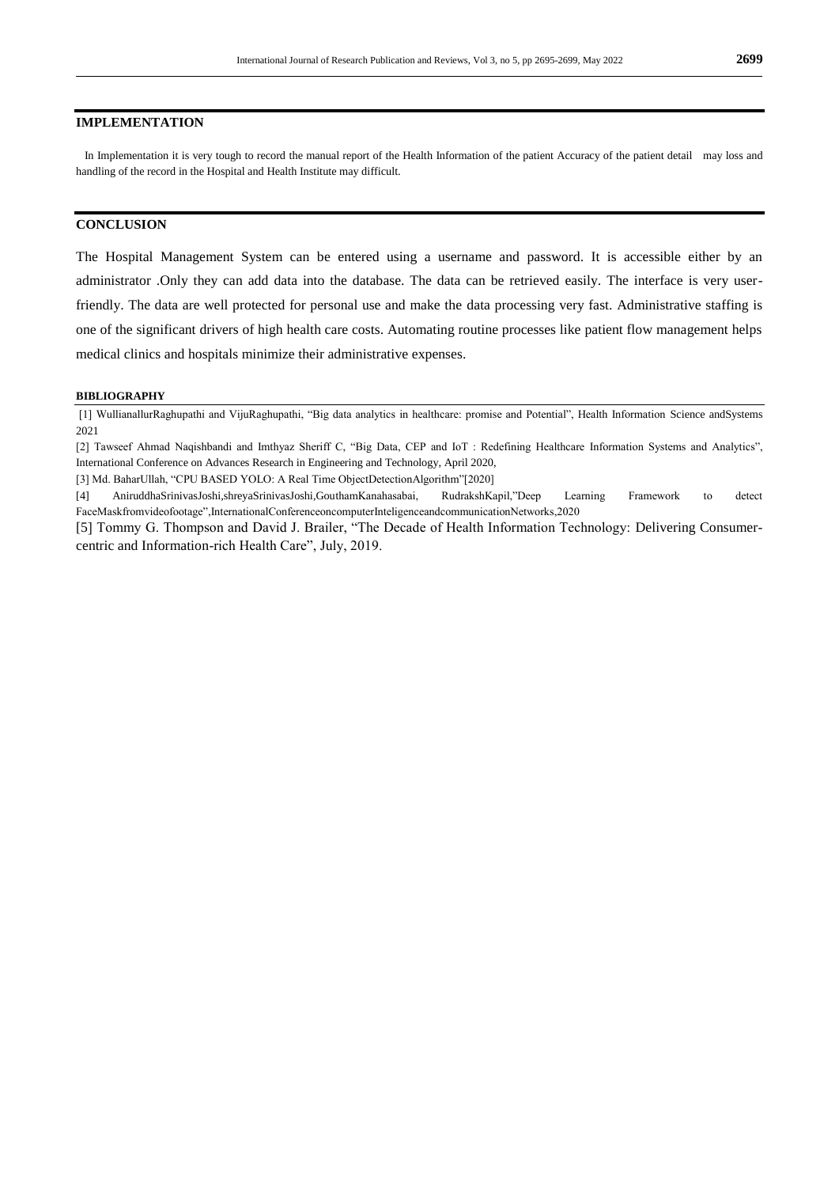## IMPLEMENTATION

In Implementation it is very tough to record the manual report of the Health Information of the patient Accuracy of the patient detail may loss and handling of the record in the Hospital and Health Institute may difficult.

## CONCLUSION

The Hospital Management System can be entered using a username and password. It is accessible either by an administrator .Only they can add data into the database. The data can be retrieved easily. The interface is very user-friendly. The data are well protected for personal use and make the data processing very fast. Administrative staffing is one of the significant drivers of high health care costs. Automating routine processes like patient flow management helps medical clinics and hospitals minimize their administrative expenses.

## BIBLIOGRAPHY

[1] WullianallurRaghupathi and VijuRaghupathi, "Big data analytics in healthcare: promise and Potential", Health Information Science andSystems 2021

[2] Tawseef Ahmad Naqishbandi and Imthyaz Sheriff C, "Big Data, CEP and IoT : Redefining Healthcare Information Systems and Analytics", International Conference on Advances Research in Engineering and Technology, April 2020,

[3] Md. BaharUllah, "CPU BASED YOLO: A Real Time ObjectDetectionAlgorithm"[2020]

[4] AniruddhaSrinivasJoshi,shreyaSrinivasJoshi,GouthamKanahasabai, RudrakshKapil,"Deep Learning Framework to detect FaceMaskfromvideofootage",InternationalConferenceoncomputerInteligenceandcommunicationNetworks,2020

[5] Tommy G. Thompson and David J. Brailer, "The Decade of Health Information Technology: Delivering Consumer-centric and Information-rich Health Care", July, 2019.